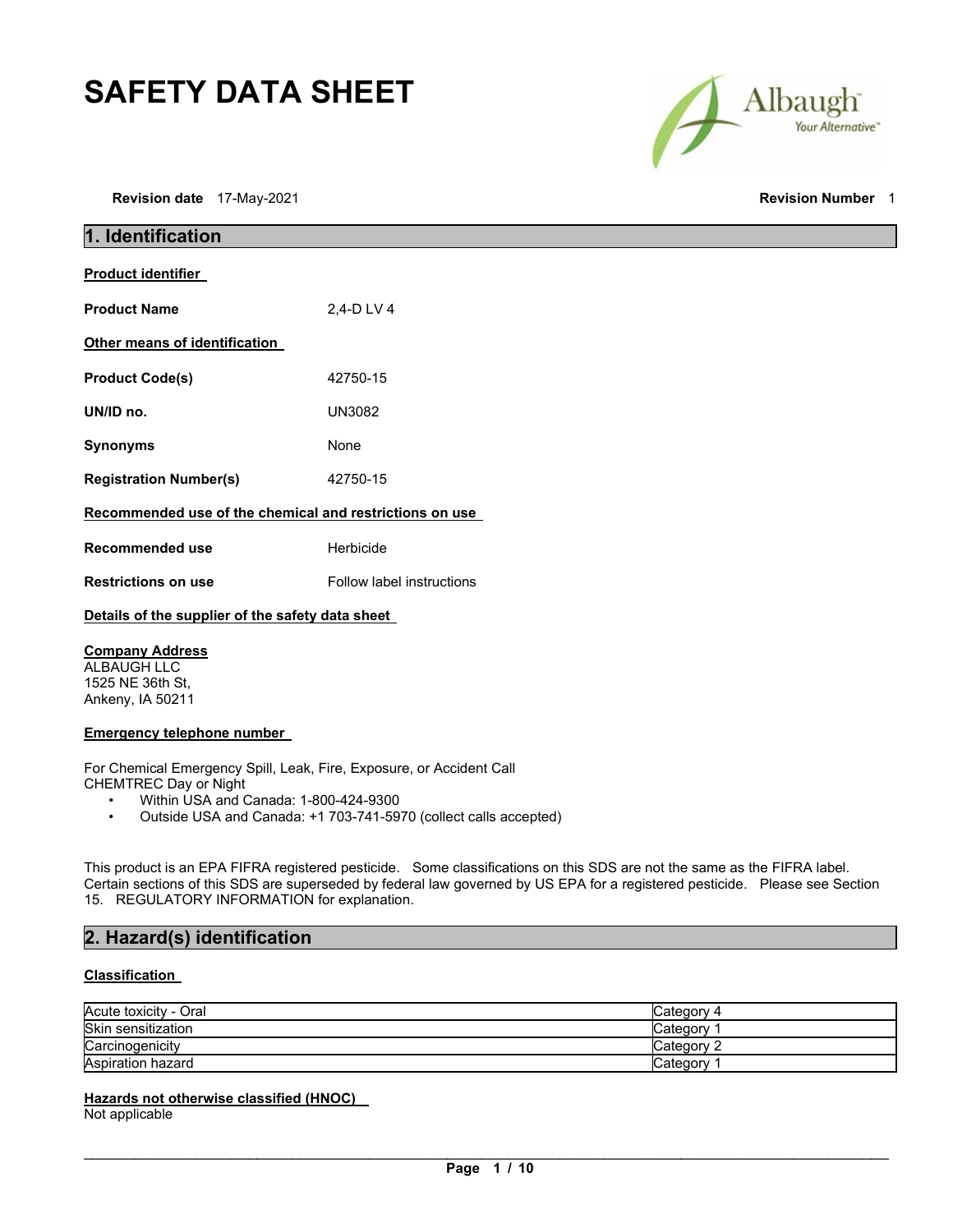# SAFETY DATA SHEET

**Revision date** 17-May-2021 **Revision Number** 1

## 1. Identification

**Product identifier**

**Product Name** 2,4-D LV 4

**Other means of identification**

**Product Code(s)** 42750-15

**UN/ID no.** UN3082

**Synonyms** None

**Registration Number(s)** 42750-15

**Recommended use of the chemical and restrictions on use**

**Recommended use** Herbicide

**Restrictions on use** Follow label instructions

**Details of the supplier of the safety data sheet**

**Company Address**
ALBAUGH LLC
1525 NE 36th St,
Ankeny, IA 50211

**Emergency telephone number**

For Chemical Emergency Spill, Leak, Fire, Exposure, or Accident Call
CHEMTREC Day or Night

- Within USA and Canada: 1-800-424-9300
- Outside USA and Canada: +1 703-741-5970 (collect calls accepted)

This product is an EPA FIFRA registered pesticide. Some classifications on this SDS are not the same as the FIFRA label. Certain sections of this SDS are superseded by federal law governed by US EPA for a registered pesticide. Please see Section 15. REGULATORY INFORMATION for explanation.

## 2. Hazard(s) identification

**Classification**

| Hazard | Category |
|---|---|
| Acute toxicity - Oral | Category 4 |
| Skin sensitization | Category 1 |
| Carcinogenicity | Category 2 |
| Aspiration hazard | Category 1 |

**Hazards not otherwise classified (HNOC)**
Not applicable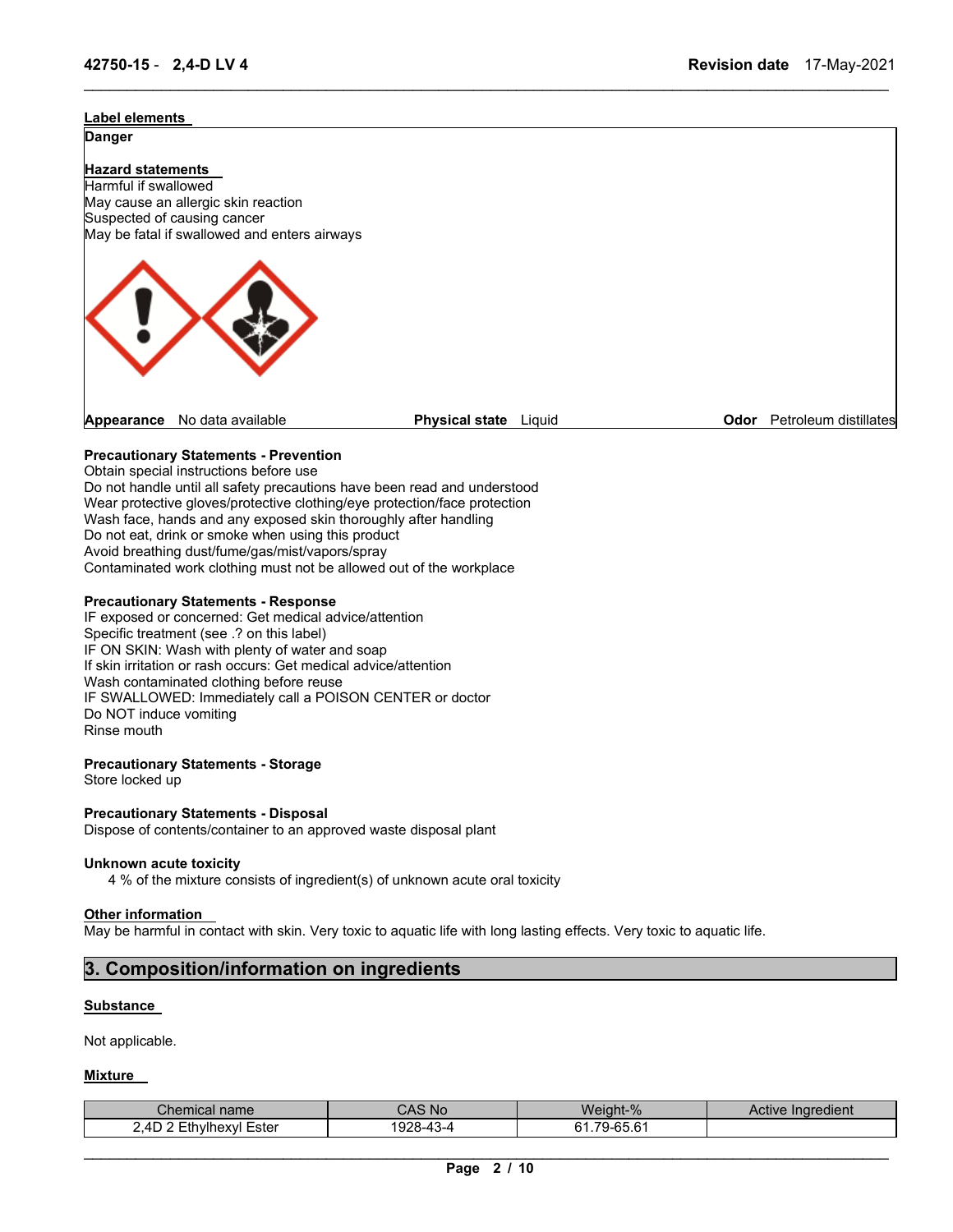**Label elements**

**Danger**

**Hazard statements**

Harmful if swallowed
May cause an allergic skin reaction
Suspected of causing cancer
May be fatal if swallowed and enters airways

**Appearance** No data available **Physical state** Liquid **Odor** Petroleum distillates

**Precautionary Statements - Prevention**

Obtain special instructions before use
Do not handle until all safety precautions have been read and understood
Wear protective gloves/protective clothing/eye protection/face protection
Wash face, hands and any exposed skin thoroughly after handling
Do not eat, drink or smoke when using this product
Avoid breathing dust/fume/gas/mist/vapors/spray
Contaminated work clothing must not be allowed out of the workplace

**Precautionary Statements - Response**

IF exposed or concerned: Get medical advice/attention
Specific treatment (see .? on this label)
IF ON SKIN: Wash with plenty of water and soap
If skin irritation or rash occurs: Get medical advice/attention
Wash contaminated clothing before reuse
IF SWALLOWED: Immediately call a POISON CENTER or doctor
Do NOT induce vomiting
Rinse mouth

**Precautionary Statements - Storage**

Store locked up

**Precautionary Statements - Disposal**

Dispose of contents/container to an approved waste disposal plant

**Unknown acute toxicity**

4 % of the mixture consists of ingredient(s) of unknown acute oral toxicity

**Other information**

May be harmful in contact with skin. Very toxic to aquatic life with long lasting effects. Very toxic to aquatic life.

## 3. Composition/information on ingredients

**Substance**

Not applicable.

**Mixture**

| Chemical name | CAS No | Weight-% | Active Ingredient |
|---|---|---|---|
| 2,4D 2 Ethylhexyl Ester | 1928-43-4 | 61.79-65.61 | |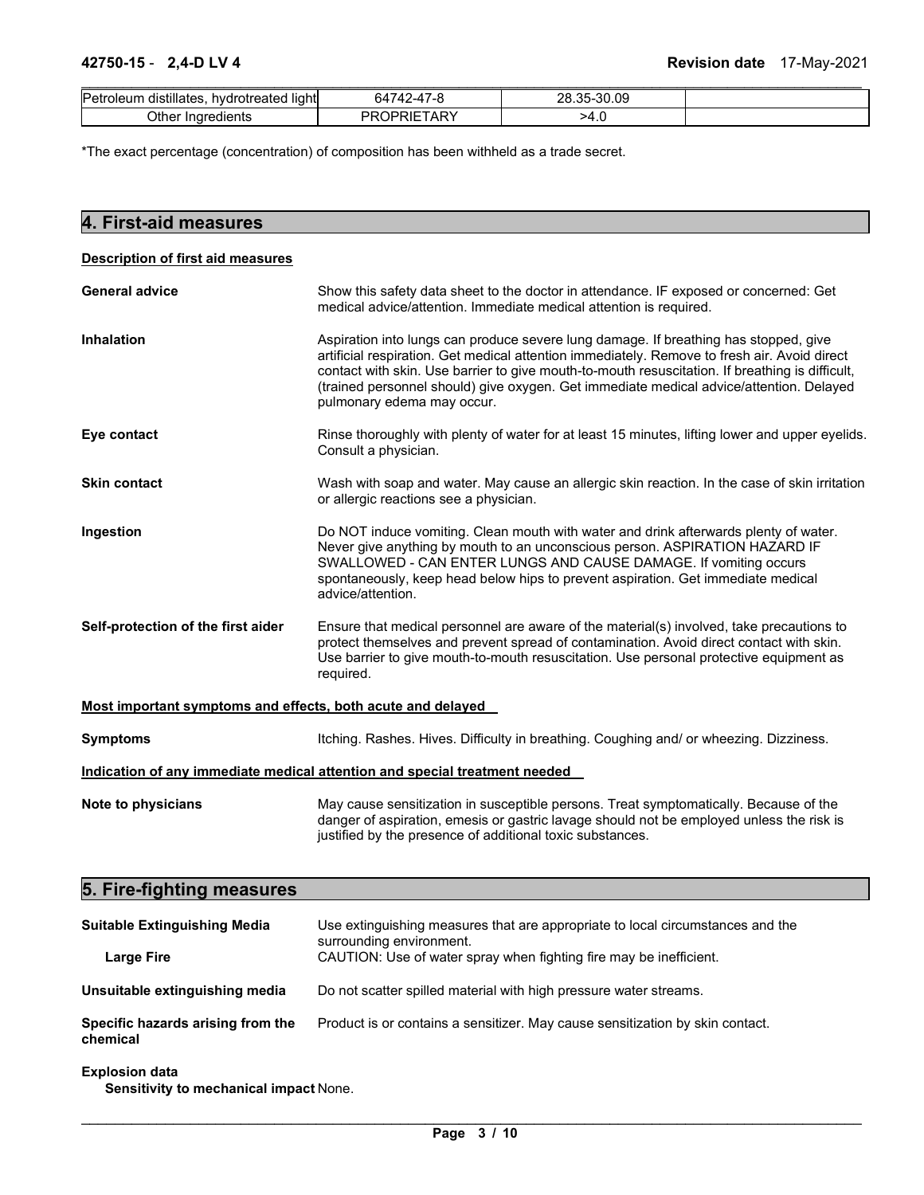| | | | |
|---|---|---|---|
| Petroleum distillates, hydrotreated light | 64742-47-8 | 28.35-30.09 | |
| Other Ingredients | PROPRIETARY | >4.0 | |

*The exact percentage (concentration) of composition has been withheld as a trade secret.

## 4. First-aid measures

**Description of first aid measures**

**General advice** Show this safety data sheet to the doctor in attendance. IF exposed or concerned: Get medical advice/attention. Immediate medical attention is required.

**Inhalation** Aspiration into lungs can produce severe lung damage. If breathing has stopped, give artificial respiration. Get medical attention immediately. Remove to fresh air. Avoid direct contact with skin. Use barrier to give mouth-to-mouth resuscitation. If breathing is difficult, (trained personnel should) give oxygen. Get immediate medical advice/attention. Delayed pulmonary edema may occur.

**Eye contact** Rinse thoroughly with plenty of water for at least 15 minutes, lifting lower and upper eyelids. Consult a physician.

**Skin contact** Wash with soap and water. May cause an allergic skin reaction. In the case of skin irritation or allergic reactions see a physician.

**Ingestion** Do NOT induce vomiting. Clean mouth with water and drink afterwards plenty of water. Never give anything by mouth to an unconscious person. ASPIRATION HAZARD IF SWALLOWED - CAN ENTER LUNGS AND CAUSE DAMAGE. If vomiting occurs spontaneously, keep head below hips to prevent aspiration. Get immediate medical advice/attention.

**Self-protection of the first aider** Ensure that medical personnel are aware of the material(s) involved, take precautions to protect themselves and prevent spread of contamination. Avoid direct contact with skin. Use barrier to give mouth-to-mouth resuscitation. Use personal protective equipment as required.

**Most important symptoms and effects, both acute and delayed**

**Symptoms** Itching. Rashes. Hives. Difficulty in breathing. Coughing and/ or wheezing. Dizziness.

**Indication of any immediate medical attention and special treatment needed**

**Note to physicians** May cause sensitization in susceptible persons. Treat symptomatically. Because of the danger of aspiration, emesis or gastric lavage should not be employed unless the risk is justified by the presence of additional toxic substances.

## 5. Fire-fighting measures

**Suitable Extinguishing Media** Use extinguishing measures that are appropriate to local circumstances and the surrounding environment.

**Large Fire** CAUTION: Use of water spray when fighting fire may be inefficient.

**Unsuitable extinguishing media** Do not scatter spilled material with high pressure water streams.

**Specific hazards arising from the chemical** Product is or contains a sensitizer. May cause sensitization by skin contact.

**Explosion data**

**Sensitivity to mechanical impact** None.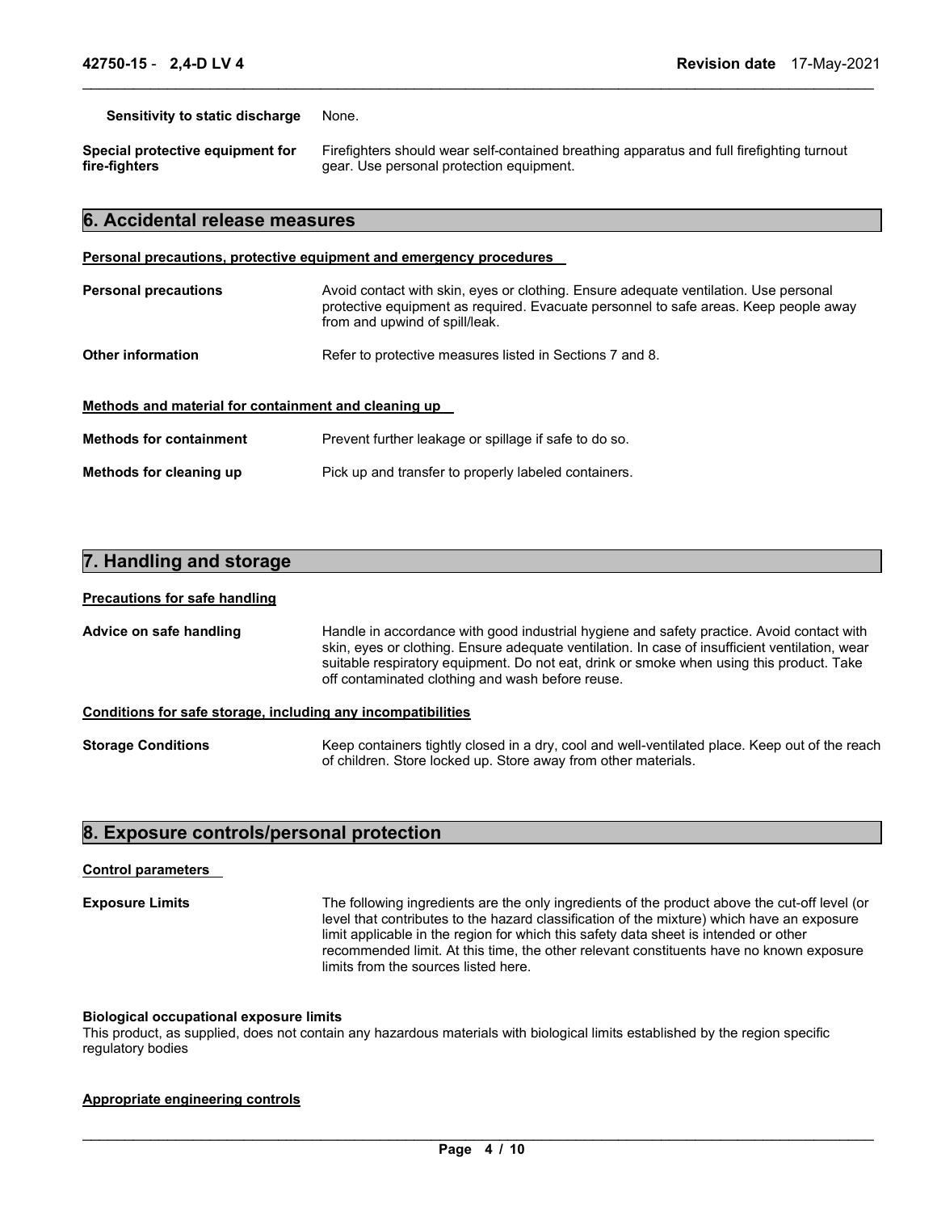**Sensitivity to static discharge** None.

**Special protective equipment for fire-fighters** Firefighters should wear self-contained breathing apparatus and full firefighting turnout gear. Use personal protection equipment.

## 6. Accidental release measures

**Personal precautions, protective equipment and emergency procedures**

**Personal precautions** Avoid contact with skin, eyes or clothing. Ensure adequate ventilation. Use personal protective equipment as required. Evacuate personnel to safe areas. Keep people away from and upwind of spill/leak.

**Other information** Refer to protective measures listed in Sections 7 and 8.

**Methods and material for containment and cleaning up**

**Methods for containment** Prevent further leakage or spillage if safe to do so.

**Methods for cleaning up** Pick up and transfer to properly labeled containers.

## 7. Handling and storage

**Precautions for safe handling**

**Advice on safe handling** Handle in accordance with good industrial hygiene and safety practice. Avoid contact with skin, eyes or clothing. Ensure adequate ventilation. In case of insufficient ventilation, wear suitable respiratory equipment. Do not eat, drink or smoke when using this product. Take off contaminated clothing and wash before reuse.

**Conditions for safe storage, including any incompatibilities**

**Storage Conditions** Keep containers tightly closed in a dry, cool and well-ventilated place. Keep out of the reach of children. Store locked up. Store away from other materials.

## 8. Exposure controls/personal protection

**Control parameters**

**Exposure Limits** The following ingredients are the only ingredients of the product above the cut-off level (or level that contributes to the hazard classification of the mixture) which have an exposure limit applicable in the region for which this safety data sheet is intended or other recommended limit. At this time, the other relevant constituents have no known exposure limits from the sources listed here.

**Biological occupational exposure limits**

This product, as supplied, does not contain any hazardous materials with biological limits established by the region specific regulatory bodies

**Appropriate engineering controls**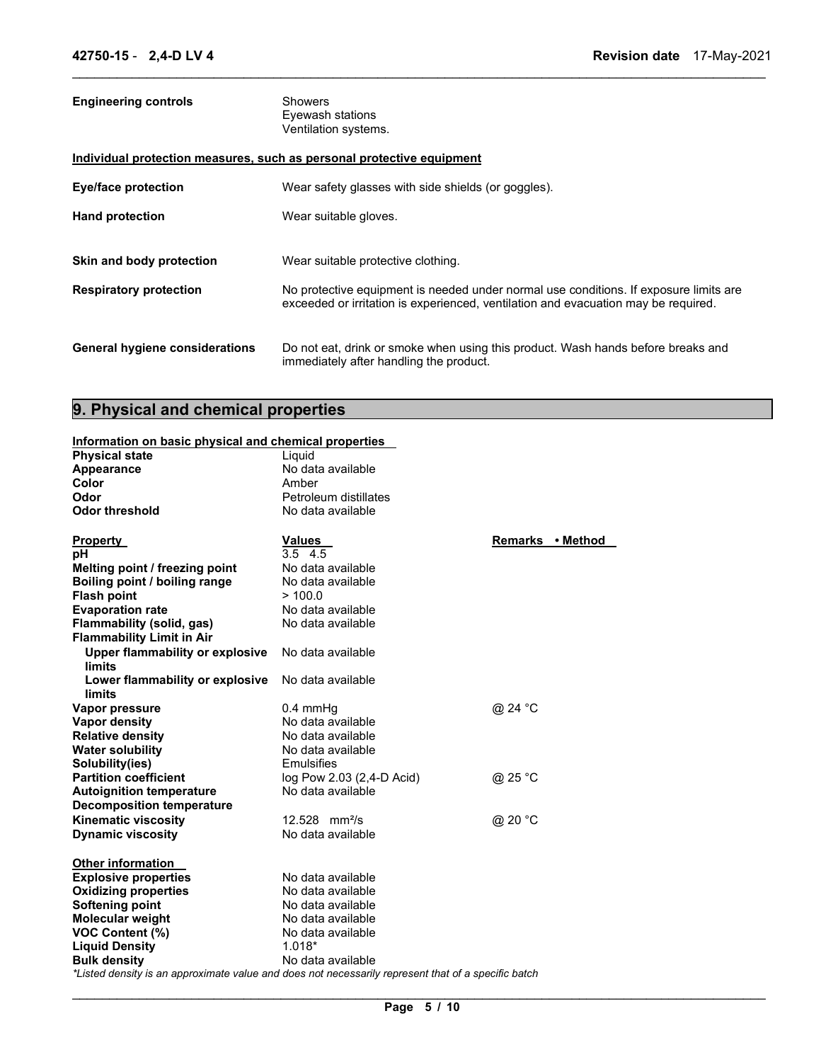| | |
|---|---|
| **Engineering controls** | Showers<br>Eyewash stations<br>Ventilation systems. |

**Individual protection measures, such as personal protective equipment**

| | |
|---|---|
| **Eye/face protection** | Wear safety glasses with side shields (or goggles). |
| **Hand protection** | Wear suitable gloves. |
| **Skin and body protection** | Wear suitable protective clothing. |
| **Respiratory protection** | No protective equipment is needed under normal use conditions. If exposure limits are exceeded or irritation is experienced, ventilation and evacuation may be required. |
| **General hygiene considerations** | Do not eat, drink or smoke when using this product. Wash hands before breaks and immediately after handling the product. |

## 9. Physical and chemical properties

**Information on basic physical and chemical properties**

| | |
|---|---|
| **Physical state** | Liquid |
| **Appearance** | No data available |
| **Color** | Amber |
| **Odor** | Petroleum distillates |
| **Odor threshold** | No data available |

| **Property** | **Values** | **Remarks • Method** |
|---|---|---|
| **pH** | 3.5 4.5 | |
| **Melting point / freezing point** | No data available | |
| **Boiling point / boiling range** | No data available | |
| **Flash point** | > 100.0 | |
| **Evaporation rate** | No data available | |
| **Flammability (solid, gas)** | No data available | |
| **Flammability Limit in Air** | | |
| **Upper flammability or explosive limits** | No data available | |
| **Lower flammability or explosive limits** | No data available | |
| **Vapor pressure** | 0.4 mmHg | @ 24 °C |
| **Vapor density** | No data available | |
| **Relative density** | No data available | |
| **Water solubility** | No data available | |
| **Solubility(ies)** | Emulsifies | |
| **Partition coefficient** | log Pow 2.03 (2,4-D Acid) | @ 25 °C |
| **Autoignition temperature** | No data available | |
| **Decomposition temperature** | | |
| **Kinematic viscosity** | 12.528 $mm^2/s$ | @ 20 °C |
| **Dynamic viscosity** | No data available | |

**Other information**

| | |
|---|---|
| **Explosive properties** | No data available |
| **Oxidizing properties** | No data available |
| **Softening point** | No data available |
| **Molecular weight** | No data available |
| **VOC Content (%)** | No data available |
| **Liquid Density** | 1.018* |
| **Bulk density** | No data available |

*\*Listed density is an approximate value and does not necessarily represent that of a specific batch*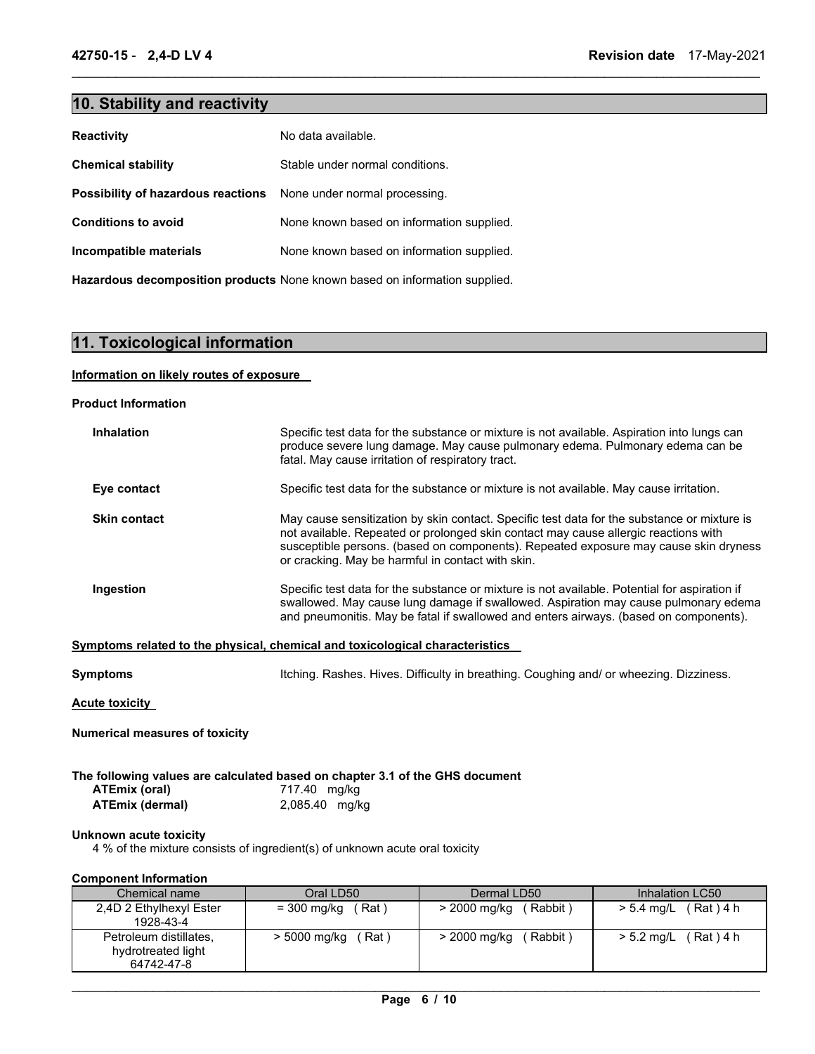## 10. Stability and reactivity

**Reactivity** No data available.

**Chemical stability** Stable under normal conditions.

**Possibility of hazardous reactions** None under normal processing.

**Conditions to avoid** None known based on information supplied.

**Incompatible materials** None known based on information supplied.

**Hazardous decomposition products** None known based on information supplied.

## 11. Toxicological information

**Information on likely routes of exposure**

**Product Information**

**Inhalation** Specific test data for the substance or mixture is not available. Aspiration into lungs can produce severe lung damage. May cause pulmonary edema. Pulmonary edema can be fatal. May cause irritation of respiratory tract.

**Eye contact** Specific test data for the substance or mixture is not available. May cause irritation.

**Skin contact** May cause sensitization by skin contact. Specific test data for the substance or mixture is not available. Repeated or prolonged skin contact may cause allergic reactions with susceptible persons. (based on components). Repeated exposure may cause skin dryness or cracking. May be harmful in contact with skin.

**Ingestion** Specific test data for the substance or mixture is not available. Potential for aspiration if swallowed. May cause lung damage if swallowed. Aspiration may cause pulmonary edema and pneumonitis. May be fatal if swallowed and enters airways. (based on components).

**Symptoms related to the physical, chemical and toxicological characteristics**

**Symptoms** Itching. Rashes. Hives. Difficulty in breathing. Coughing and/ or wheezing. Dizziness.

**Acute toxicity**

**Numerical measures of toxicity**

**The following values are calculated based on chapter 3.1 of the GHS document**

**ATEmix (oral)** 717.40 mg/kg
**ATEmix (dermal)** 2,085.40 mg/kg

**Unknown acute toxicity**

4 % of the mixture consists of ingredient(s) of unknown acute oral toxicity

**Component Information**

| Chemical name | Oral LD50 | Dermal LD50 | Inhalation LC50 |
|---|---|---|---|
| 2,4D 2 Ethylhexyl Ester 1928-43-4 | = 300 mg/kg ( Rat ) | > 2000 mg/kg ( Rabbit ) | > 5.4 mg/L ( Rat ) 4 h |
| Petroleum distillates, hydrotreated light 64742-47-8 | > 5000 mg/kg ( Rat ) | > 2000 mg/kg ( Rabbit ) | > 5.2 mg/L ( Rat ) 4 h |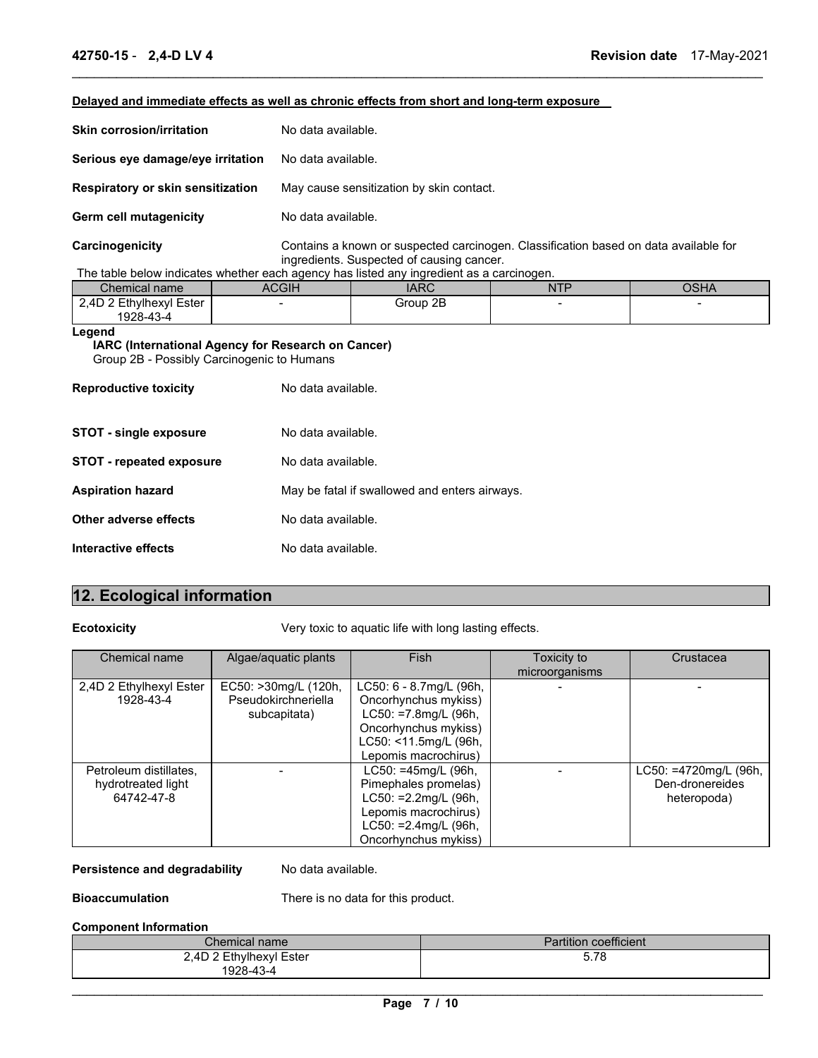**Delayed and immediate effects as well as chronic effects from short and long-term exposure**

**Skin corrosion/irritation** No data available.

**Serious eye damage/eye irritation** No data available.

**Respiratory or skin sensitization** May cause sensitization by skin contact.

**Germ cell mutagenicity** No data available.

**Carcinogenicity** Contains a known or suspected carcinogen. Classification based on data available for ingredients. Suspected of causing cancer.

The table below indicates whether each agency has listed any ingredient as a carcinogen.

| Chemical name | ACGIH | IARC | NTP | OSHA |
|---|---|---|---|---|
| 2,4D 2 Ethylhexyl Ester 1928-43-4 | - | Group 2B | - | - |

**Legend**

**IARC (International Agency for Research on Cancer)**
Group 2B - Possibly Carcinogenic to Humans

**Reproductive toxicity** No data available.

**STOT - single exposure** No data available.

**STOT - repeated exposure** No data available.

**Aspiration hazard** May be fatal if swallowed and enters airways.

**Other adverse effects** No data available.

**Interactive effects** No data available.

## 12. Ecological information

**Ecotoxicity** Very toxic to aquatic life with long lasting effects.

| Chemical name | Algae/aquatic plants | Fish | Toxicity to microorganisms | Crustacea |
|---|---|---|---|---|
| 2,4D 2 Ethylhexyl Ester 1928-43-4 | EC50: >30mg/L (120h, Pseudokirchneriella subcapitata) | LC50: 6 - 8.7mg/L (96h, Oncorhynchus mykiss) LC50: =7.8mg/L (96h, Oncorhynchus mykiss) LC50: <11.5mg/L (96h, Lepomis macrochirus) | - | - |
| Petroleum distillates, hydrotreated light 64742-47-8 | - | LC50: =45mg/L (96h, Pimephales promelas) LC50: =2.2mg/L (96h, Lepomis macrochirus) LC50: =2.4mg/L (96h, Oncorhynchus mykiss) | - | LC50: =4720mg/L (96h, Den-dronereides heteropoda) |

**Persistence and degradability** No data available.

**Bioaccumulation** There is no data for this product.

**Component Information**

| Chemical name | Partition coefficient |
|---|---|
| 2,4D 2 Ethylhexyl Ester 1928-43-4 | 5.78 |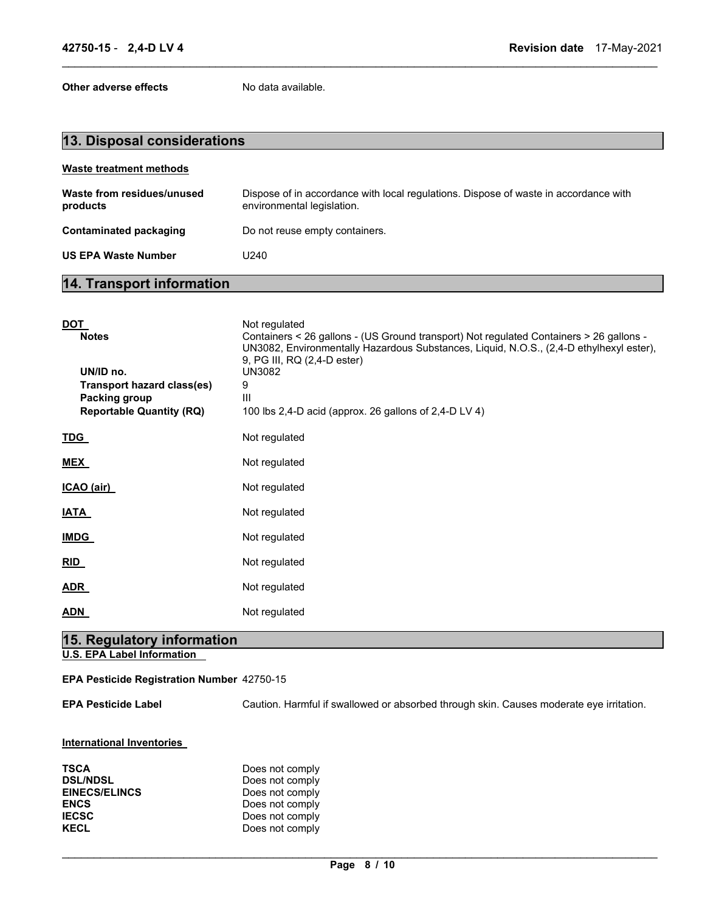**Other adverse effects** No data available.

## 13. Disposal considerations

**Waste treatment methods**

| | |
|---|---|
| **Waste from residues/unused products** | Dispose of in accordance with local regulations. Dispose of waste in accordance with environmental legislation. |
| **Contaminated packaging** | Do not reuse empty containers. |
| **US EPA Waste Number** | U240 |

## 14. Transport information

| | |
|---|---|
| **DOT** | Not regulated |
| **Notes** | Containers < 26 gallons - (US Ground transport) Not regulated Containers > 26 gallons - UN3082, Environmentally Hazardous Substances, Liquid, N.O.S., (2,4-D ethylhexyl ester), 9, PG III, RQ (2,4-D ester) |
| **UN/ID no.** | UN3082 |
| **Transport hazard class(es)** | 9 |
| **Packing group** | III |
| **Reportable Quantity (RQ)** | 100 lbs 2,4-D acid (approx. 26 gallons of 2,4-D LV 4) |
| **TDG** | Not regulated |
| **MEX** | Not regulated |
| **ICAO (air)** | Not regulated |
| **IATA** | Not regulated |
| **IMDG** | Not regulated |
| **RID** | Not regulated |
| **ADR** | Not regulated |
| **ADN** | Not regulated |

## 15. Regulatory information

**U.S. EPA Label Information**

**EPA Pesticide Registration Number** 42750-15

**EPA Pesticide Label** Caution. Harmful if swallowed or absorbed through skin. Causes moderate eye irritation.

**International Inventories**

| | |
|---|---|
| **TSCA** | Does not comply |
| **DSL/NDSL** | Does not comply |
| **EINECS/ELINCS** | Does not comply |
| **ENCS** | Does not comply |
| **IECSC** | Does not comply |
| **KECL** | Does not comply |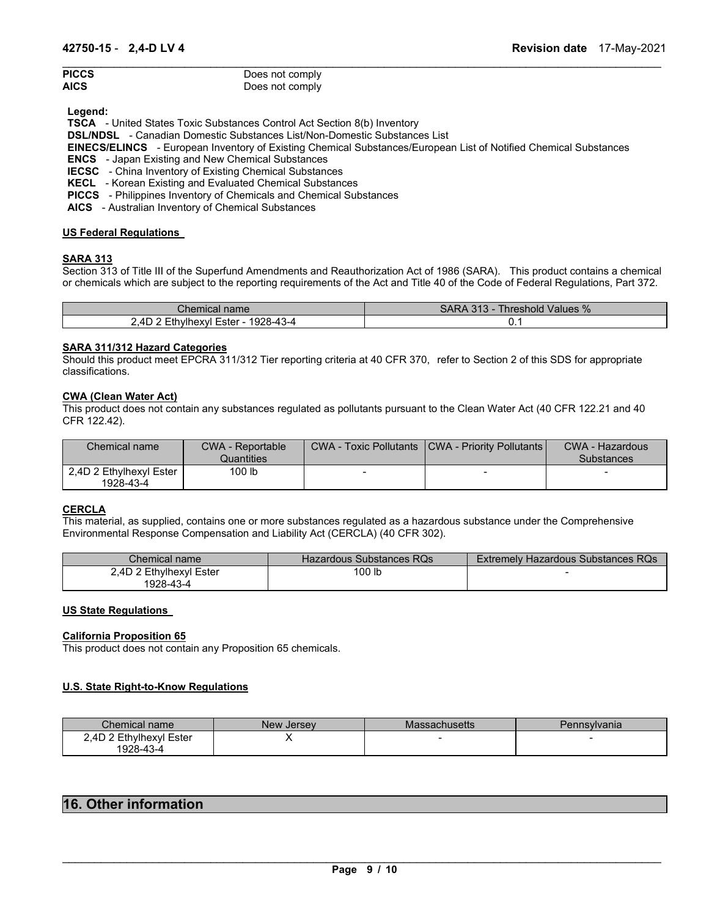| | |
|---|---|
| **PICCS** | Does not comply |
| **AICS** | Does not comply |

**Legend:**

**TSCA** - United States Toxic Substances Control Act Section 8(b) Inventory
**DSL/NDSL** - Canadian Domestic Substances List/Non-Domestic Substances List
**EINECS/ELINCS** - European Inventory of Existing Chemical Substances/European List of Notified Chemical Substances
**ENCS** - Japan Existing and New Chemical Substances
**IECSC** - China Inventory of Existing Chemical Substances
**KECL** - Korean Existing and Evaluated Chemical Substances
**PICCS** - Philippines Inventory of Chemicals and Chemical Substances
**AICS** - Australian Inventory of Chemical Substances

**US Federal Regulations**

**SARA 313**

Section 313 of Title III of the Superfund Amendments and Reauthorization Act of 1986 (SARA). This product contains a chemical or chemicals which are subject to the reporting requirements of the Act and Title 40 of the Code of Federal Regulations, Part 372.

| Chemical name | SARA 313 - Threshold Values % |
|---|---|
| 2,4D 2 Ethylhexyl Ester - 1928-43-4 | 0.1 |

**SARA 311/312 Hazard Categories**

Should this product meet EPCRA 311/312 Tier reporting criteria at 40 CFR 370, refer to Section 2 of this SDS for appropriate classifications.

**CWA (Clean Water Act)**

This product does not contain any substances regulated as pollutants pursuant to the Clean Water Act (40 CFR 122.21 and 40 CFR 122.42).

| Chemical name | CWA - Reportable Quantities | CWA - Toxic Pollutants | CWA - Priority Pollutants | CWA - Hazardous Substances |
|---|---|---|---|---|
| 2,4D 2 Ethylhexyl Ester 1928-43-4 | 100 lb | - | - | - |

**CERCLA**

This material, as supplied, contains one or more substances regulated as a hazardous substance under the Comprehensive Environmental Response Compensation and Liability Act (CERCLA) (40 CFR 302).

| Chemical name | Hazardous Substances RQs | Extremely Hazardous Substances RQs |
|---|---|---|
| 2,4D 2 Ethylhexyl Ester 1928-43-4 | 100 lb | - |

**US State Regulations**

**California Proposition 65**

This product does not contain any Proposition 65 chemicals.

**U.S. State Right-to-Know Regulations**

| Chemical name | New Jersey | Massachusetts | Pennsylvania |
|---|---|---|---|
| 2,4D 2 Ethylhexyl Ester 1928-43-4 | X | - | - |

## 16. Other information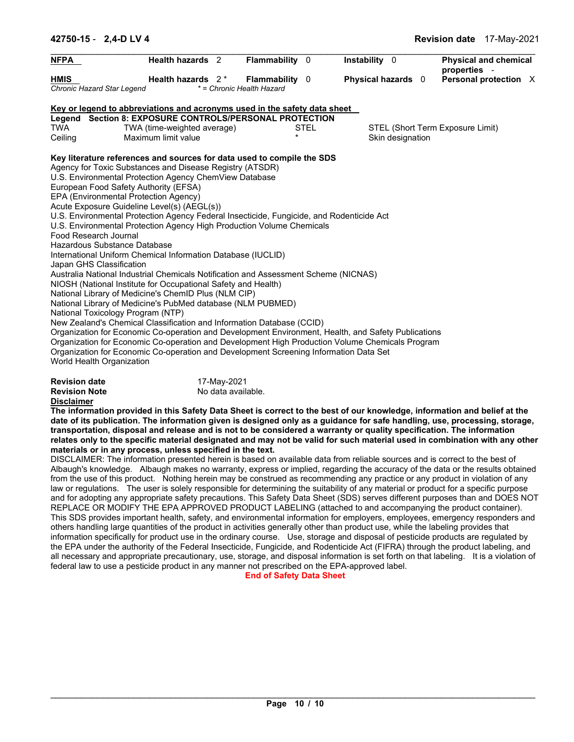| | | | | |
|---|---|---|---|---|
| **NFPA** | **Health hazards** 2 | **Flammability** 0 | **Instability** 0 | **Physical and chemical properties** - |
| **HMIS** | **Health hazards** 2 * | **Flammability** 0 | **Physical hazards** 0 | **Personal protection** X |

*Chronic Hazard Star Legend* * = Chronic Health Hazard

**Key or legend to abbreviations and acronyms used in the safety data sheet**

**Legend Section 8: EXPOSURE CONTROLS/PERSONAL PROTECTION**

| | | | |
|---|---|---|---|
| TWA | TWA (time-weighted average) | STEL | STEL (Short Term Exposure Limit) |
| Ceiling | Maximum limit value | * | Skin designation |

**Key literature references and sources for data used to compile the SDS**

Agency for Toxic Substances and Disease Registry (ATSDR)
U.S. Environmental Protection Agency ChemView Database
European Food Safety Authority (EFSA)
EPA (Environmental Protection Agency)
Acute Exposure Guideline Level(s) (AEGL(s))
U.S. Environmental Protection Agency Federal Insecticide, Fungicide, and Rodenticide Act
U.S. Environmental Protection Agency High Production Volume Chemicals
Food Research Journal
Hazardous Substance Database
International Uniform Chemical Information Database (IUCLID)
Japan GHS Classification
Australia National Industrial Chemicals Notification and Assessment Scheme (NICNAS)
NIOSH (National Institute for Occupational Safety and Health)
National Library of Medicine's ChemID Plus (NLM CIP)
National Library of Medicine's PubMed database (NLM PUBMED)
National Toxicology Program (NTP)
New Zealand's Chemical Classification and Information Database (CCID)
Organization for Economic Co-operation and Development Environment, Health, and Safety Publications
Organization for Economic Co-operation and Development High Production Volume Chemicals Program
Organization for Economic Co-operation and Development Screening Information Data Set
World Health Organization

**Revision date** 17-May-2021
**Revision Note** No data available.

**Disclaimer**

**The information provided in this Safety Data Sheet is correct to the best of our knowledge, information and belief at the date of its publication. The information given is designed only as a guidance for safe handling, use, processing, storage, transportation, disposal and release and is not to be considered a warranty or quality specification. The information relates only to the specific material designated and may not be valid for such material used in combination with any other materials or in any process, unless specified in the text.**

DISCLAIMER: The information presented herein is based on available data from reliable sources and is correct to the best of Albaugh's knowledge. Albaugh makes no warranty, express or implied, regarding the accuracy of the data or the results obtained from the use of this product. Nothing herein may be construed as recommending any practice or any product in violation of any law or regulations. The user is solely responsible for determining the suitability of any material or product for a specific purpose and for adopting any appropriate safety precautions. This Safety Data Sheet (SDS) serves different purposes than and DOES NOT REPLACE OR MODIFY THE EPA APPROVED PRODUCT LABELING (attached to and accompanying the product container). This SDS provides important health, safety, and environmental information for employers, employees, emergency responders and others handling large quantities of the product in activities generally other than product use, while the labeling provides that information specifically for product use in the ordinary course. Use, storage and disposal of pesticide products are regulated by the EPA under the authority of the Federal Insecticide, Fungicide, and Rodenticide Act (FIFRA) through the product labeling, and all necessary and appropriate precautionary, use, storage, and disposal information is set forth on that labeling. It is a violation of federal law to use a pesticide product in any manner not prescribed on the EPA-approved label.

**End of Safety Data Sheet**